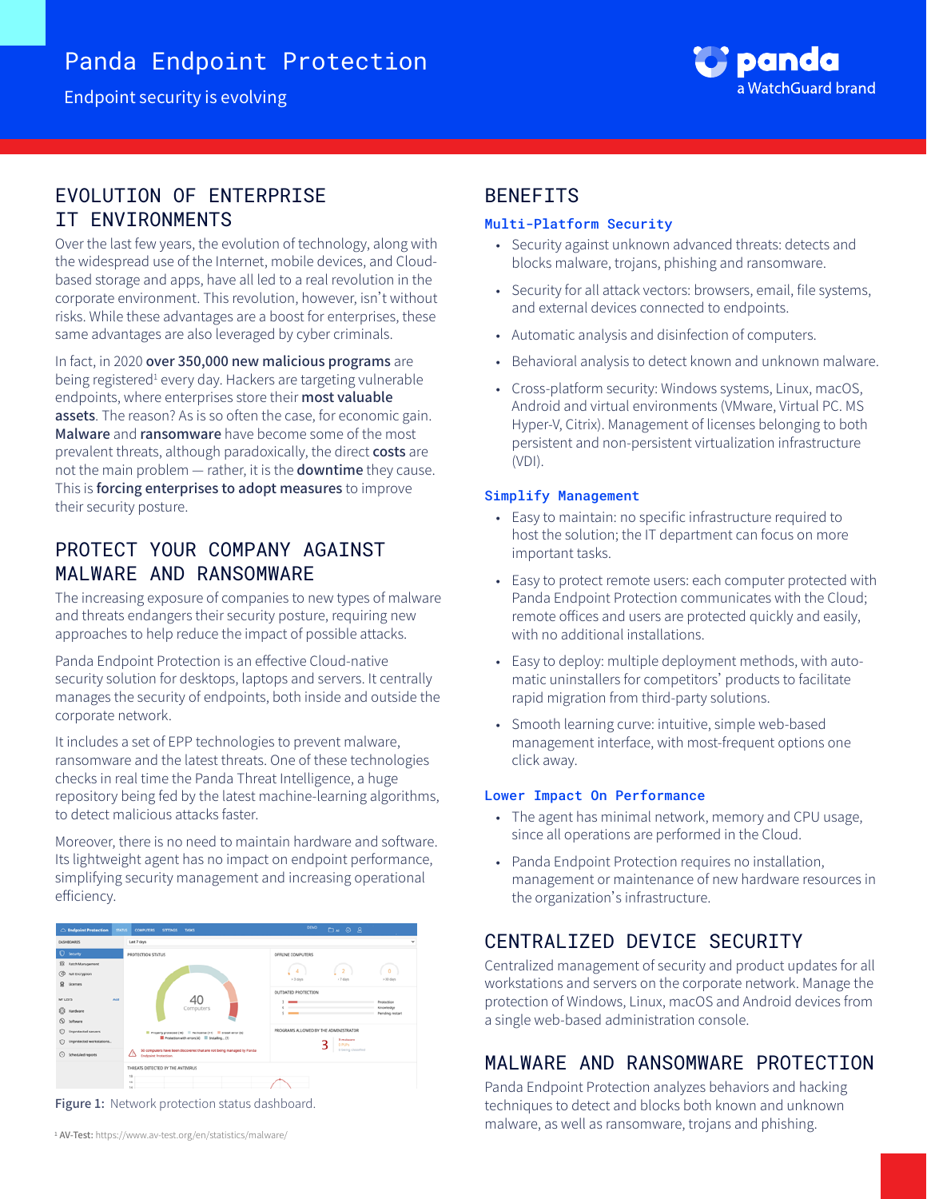# Panda Endpoint Protection

Endpoint security is evolving

panda
a WatchGuard brand

## EVOLUTION OF ENTERPRISE IT ENVIRONMENTS

Over the last few years, the evolution of technology, along with the widespread use of the Internet, mobile devices, and Cloud-based storage and apps, have all led to a real revolution in the corporate environment. This revolution, however, isn't without risks. While these advantages are a boost for enterprises, these same advantages are also leveraged by cyber criminals.

In fact, in 2020 **over 350,000 new malicious programs** are being registered[1] every day. Hackers are targeting vulnerable endpoints, where enterprises store their **most valuable assets**. The reason? As is so often the case, for economic gain. **Malware** and **ransomware** have become some of the most prevalent threats, although paradoxically, the direct **costs** are not the main problem — rather, it is the **downtime** they cause. This is **forcing enterprises to adopt measures** to improve their security posture.

## PROTECT YOUR COMPANY AGAINST MALWARE AND RANSOMWARE

The increasing exposure of companies to new types of malware and threats endangers their security posture, requiring new approaches to help reduce the impact of possible attacks.

Panda Endpoint Protection is an effective Cloud-native security solution for desktops, laptops and servers. It centrally manages the security of endpoints, both inside and outside the corporate network.

It includes a set of EPP technologies to prevent malware, ransomware and the latest threats. One of these technologies checks in real time the Panda Threat Intelligence, a huge repository being fed by the latest machine-learning algorithms, to detect malicious attacks faster.

Moreover, there is no need to maintain hardware and software. Its lightweight agent has no impact on endpoint performance, simplifying security management and increasing operational efficiency.

**Figure 1:** Network protection status dashboard.

[1] **AV-Test:** https://www.av-test.org/en/statistics/malware/

## BENEFITS

### Multi-Platform Security

- Security against unknown advanced threats: detects and blocks malware, trojans, phishing and ransomware.
- Security for all attack vectors: browsers, email, file systems, and external devices connected to endpoints.
- Automatic analysis and disinfection of computers.
- Behavioral analysis to detect known and unknown malware.
- Cross-platform security: Windows systems, Linux, macOS, Android and virtual environments (VMware, Virtual PC. MS Hyper-V, Citrix). Management of licenses belonging to both persistent and non-persistent virtualization infrastructure (VDI).

### Simplify Management

- Easy to maintain: no specific infrastructure required to host the solution; the IT department can focus on more important tasks.
- Easy to protect remote users: each computer protected with Panda Endpoint Protection communicates with the Cloud; remote offices and users are protected quickly and easily, with no additional installations.
- Easy to deploy: multiple deployment methods, with automatic uninstallers for competitors' products to facilitate rapid migration from third-party solutions.
- Smooth learning curve: intuitive, simple web-based management interface, with most-frequent options one click away.

### Lower Impact On Performance

- The agent has minimal network, memory and CPU usage, since all operations are performed in the Cloud.
- Panda Endpoint Protection requires no installation, management or maintenance of new hardware resources in the organization's infrastructure.

## CENTRALIZED DEVICE SECURITY

Centralized management of security and product updates for all workstations and servers on the corporate network. Manage the protection of Windows, Linux, macOS and Android devices from a single web-based administration console.

## MALWARE AND RANSOMWARE PROTECTION

Panda Endpoint Protection analyzes behaviors and hacking techniques to detect and blocks both known and unknown malware, as well as ransomware, trojans and phishing.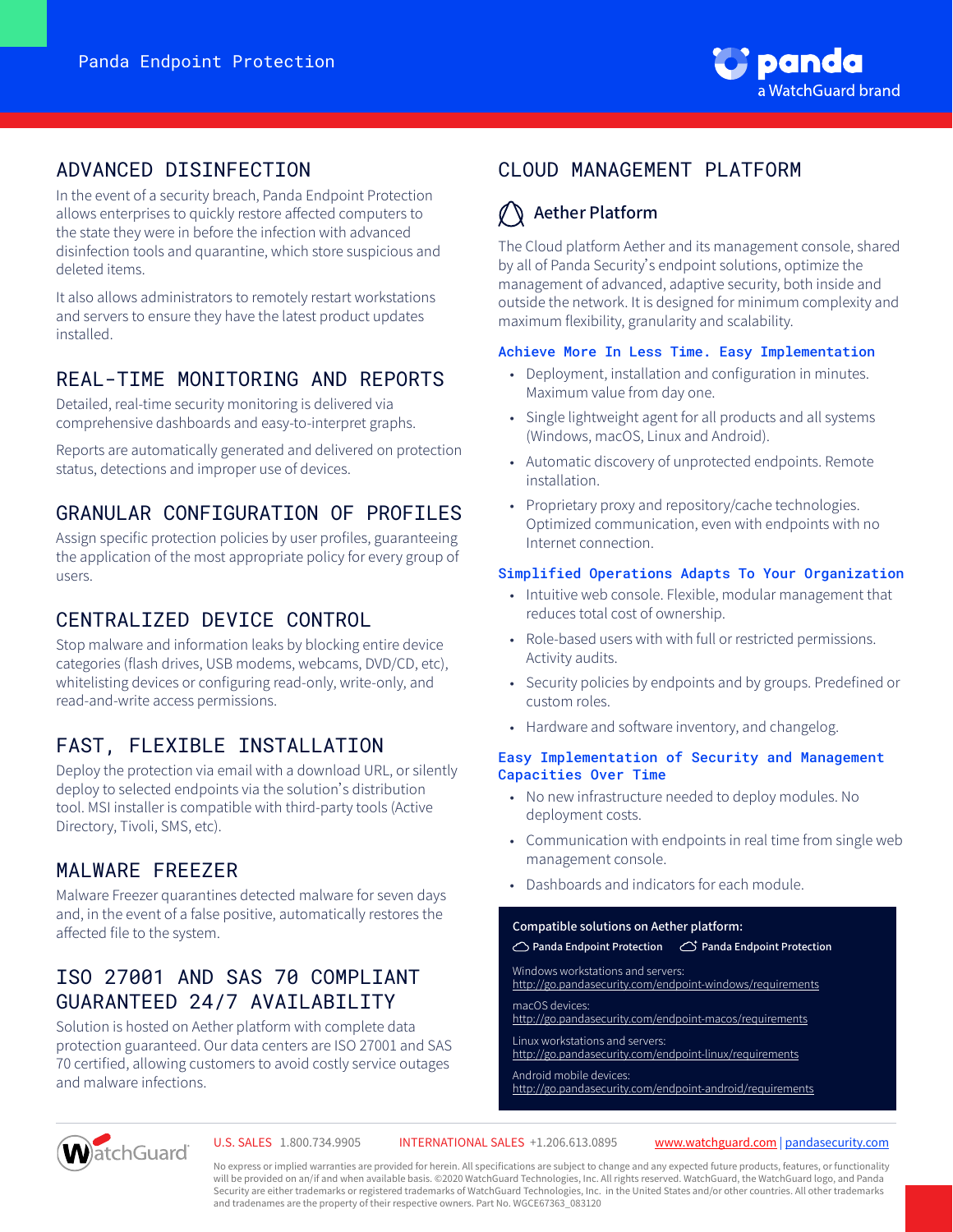## ADVANCED DISINFECTION

In the event of a security breach, Panda Endpoint Protection allows enterprises to quickly restore affected computers to the state they were in before the infection with advanced disinfection tools and quarantine, which store suspicious and deleted items.

It also allows administrators to remotely restart workstations and servers to ensure they have the latest product updates installed.

## REAL-TIME MONITORING AND REPORTS

Detailed, real-time security monitoring is delivered via comprehensive dashboards and easy-to-interpret graphs.

Reports are automatically generated and delivered on protection status, detections and improper use of devices.

## GRANULAR CONFIGURATION OF PROFILES

Assign specific protection policies by user profiles, guaranteeing the application of the most appropriate policy for every group of users.

## CENTRALIZED DEVICE CONTROL

Stop malware and information leaks by blocking entire device categories (flash drives, USB modems, webcams, DVD/CD, etc), whitelisting devices or configuring read-only, write-only, and read-and-write access permissions.

## FAST, FLEXIBLE INSTALLATION

Deploy the protection via email with a download URL, or silently deploy to selected endpoints via the solution's distribution tool. MSI installer is compatible with third-party tools (Active Directory, Tivoli, SMS, etc).

## MALWARE FREEZER

Malware Freezer quarantines detected malware for seven days and, in the event of a false positive, automatically restores the affected file to the system.

## ISO 27001 AND SAS 70 COMPLIANT GUARANTEED 24/7 AVAILABILITY

Solution is hosted on Aether platform with complete data protection guaranteed. Our data centers are ISO 27001 and SAS 70 certified, allowing customers to avoid costly service outages and malware infections.

## CLOUD MANAGEMENT PLATFORM

### Aether Platform

The Cloud platform Aether and its management console, shared by all of Panda Security's endpoint solutions, optimize the management of advanced, adaptive security, both inside and outside the network. It is designed for minimum complexity and maximum flexibility, granularity and scalability.

**Achieve More In Less Time. Easy Implementation**

- Deployment, installation and configuration in minutes. Maximum value from day one.
- Single lightweight agent for all products and all systems (Windows, macOS, Linux and Android).
- Automatic discovery of unprotected endpoints. Remote installation.
- Proprietary proxy and repository/cache technologies. Optimized communication, even with endpoints with no Internet connection.

**Simplified Operations Adapts To Your Organization**

- Intuitive web console. Flexible, modular management that reduces total cost of ownership.
- Role-based users with with full or restricted permissions. Activity audits.
- Security policies by endpoints and by groups. Predefined or custom roles.
- Hardware and software inventory, and changelog.

**Easy Implementation of Security and Management Capacities Over Time**

- No new infrastructure needed to deploy modules. No deployment costs.
- Communication with endpoints in real time from single web management console.
- Dashboards and indicators for each module.

**Compatible solutions on Aether platform:**

Panda Endpoint Protection    Panda Endpoint Protection

Windows workstations and servers:
http://go.pandasecurity.com/endpoint-windows/requirements

macOS devices:
http://go.pandasecurity.com/endpoint-macos/requirements

Linux workstations and servers:
http://go.pandasecurity.com/endpoint-linux/requirements

Android mobile devices:
http://go.pandasecurity.com/endpoint-android/requirements

U.S. SALES 1.800.734.9905    INTERNATIONAL SALES +1.206.613.0895    www.watchguard.com | pandasecurity.com

No express or implied warranties are provided for herein. All specifications are subject to change and any expected future products, features, or functionality will be provided on an/if and when available basis. ©2020 WatchGuard Technologies, Inc. All rights reserved. WatchGuard, the WatchGuard logo, and Panda Security are either trademarks or registered trademarks of WatchGuard Technologies, Inc. in the United States and/or other countries. All other trademarks and tradenames are the property of their respective owners. Part No. WGCE67363_083120